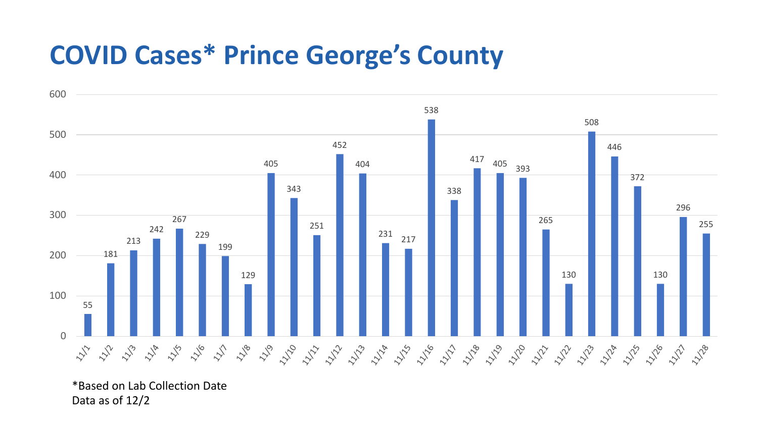# COVID Cases* Prince George's County

| Date | Cases |
|---|---|
| 11/1 | 55 |
| 11/2 | 181 |
| 11/3 | 213 |
| 11/4 | 242 |
| 11/5 | 267 |
| 11/6 | 229 |
| 11/7 | 199 |
| 11/8 | 129 |
| 11/9 | 405 |
| 11/10 | 343 |
| 11/11 | 251 |
| 11/12 | 452 |
| 11/13 | 404 |
| 11/14 | 231 |
| 11/15 | 217 |
| 11/16 | 538 |
| 11/17 | 338 |
| 11/18 | 417 |
| 11/19 | 405 |
| 11/20 | 393 |
| 11/21 | 265 |
| 11/22 | 130 |
| 11/23 | 508 |
| 11/24 | 446 |
| 11/25 | 372 |
| 11/26 | 130 |
| 11/27 | 296 |
| 11/28 | 255 |

*Based on Lab Collection Date
Data as of 12/2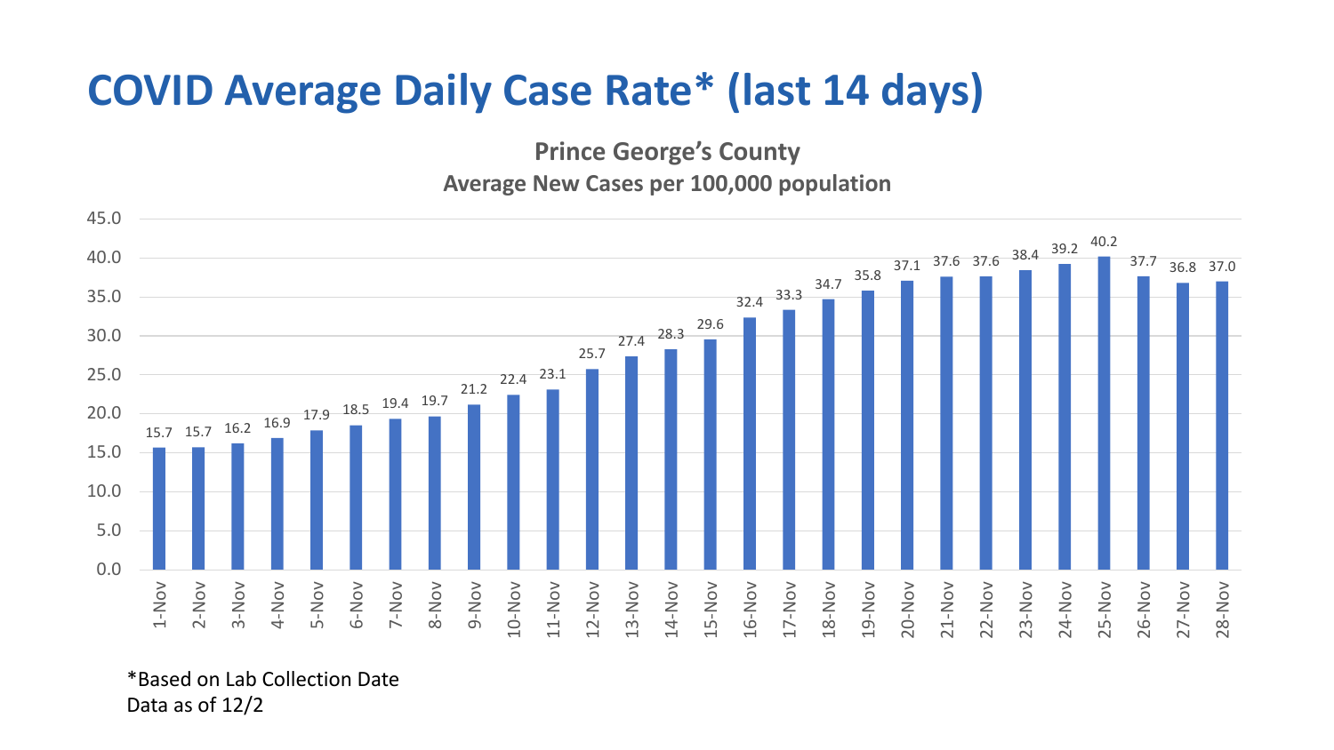# COVID Average Daily Case Rate* (last 14 days)

**Prince George's County**

**Average New Cases per 100,000 population**

| Date | Average New Cases per 100,000 population |
|---|---|
| 1-Nov | 15.7 |
| 2-Nov | 15.7 |
| 3-Nov | 16.2 |
| 4-Nov | 16.9 |
| 5-Nov | 17.9 |
| 6-Nov | 18.5 |
| 7-Nov | 19.4 |
| 8-Nov | 19.7 |
| 9-Nov | 21.2 |
| 10-Nov | 22.4 |
| 11-Nov | 23.1 |
| 12-Nov | 25.7 |
| 13-Nov | 27.4 |
| 14-Nov | 28.3 |
| 15-Nov | 29.6 |
| 16-Nov | 32.4 |
| 17-Nov | 33.3 |
| 18-Nov | 34.7 |
| 19-Nov | 35.8 |
| 20-Nov | 37.1 |
| 21-Nov | 37.6 |
| 22-Nov | 37.6 |
| 23-Nov | 38.4 |
| 24-Nov | 39.2 |
| 25-Nov | 40.2 |
| 26-Nov | 37.7 |
| 27-Nov | 36.8 |
| 28-Nov | 37.0 |

*Based on Lab Collection Date
Data as of 12/2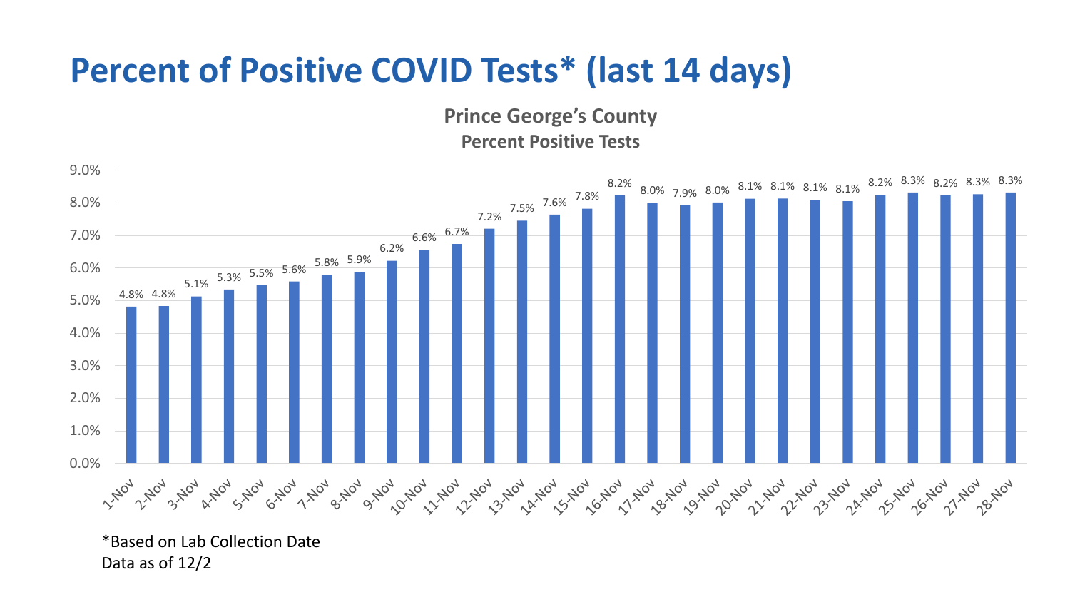# Percent of Positive COVID Tests* (last 14 days)

**Prince George's County**
**Percent Positive Tests**

9.0%
8.0%
7.0%
6.0%
5.0%
4.0%
3.0%
2.0%
1.0%
0.0%

4.8% 4.8% 5.1% 5.3% 5.5% 5.6% 5.8% 5.9% 6.2% 6.6% 6.7% 7.2% 7.5% 7.6% 7.8% 8.2% 8.0% 7.9% 8.0% 8.1% 8.1% 8.1% 8.1% 8.2% 8.3% 8.2% 8.3% 8.3%

1-Nov 2-Nov 3-Nov 4-Nov 5-Nov 6-Nov 7-Nov 8-Nov 9-Nov 10-Nov 11-Nov 12-Nov 13-Nov 14-Nov 15-Nov 16-Nov 17-Nov 18-Nov 19-Nov 20-Nov 21-Nov 22-Nov 23-Nov 24-Nov 25-Nov 26-Nov 27-Nov 28-Nov

*Based on Lab Collection Date
Data as of 12/2